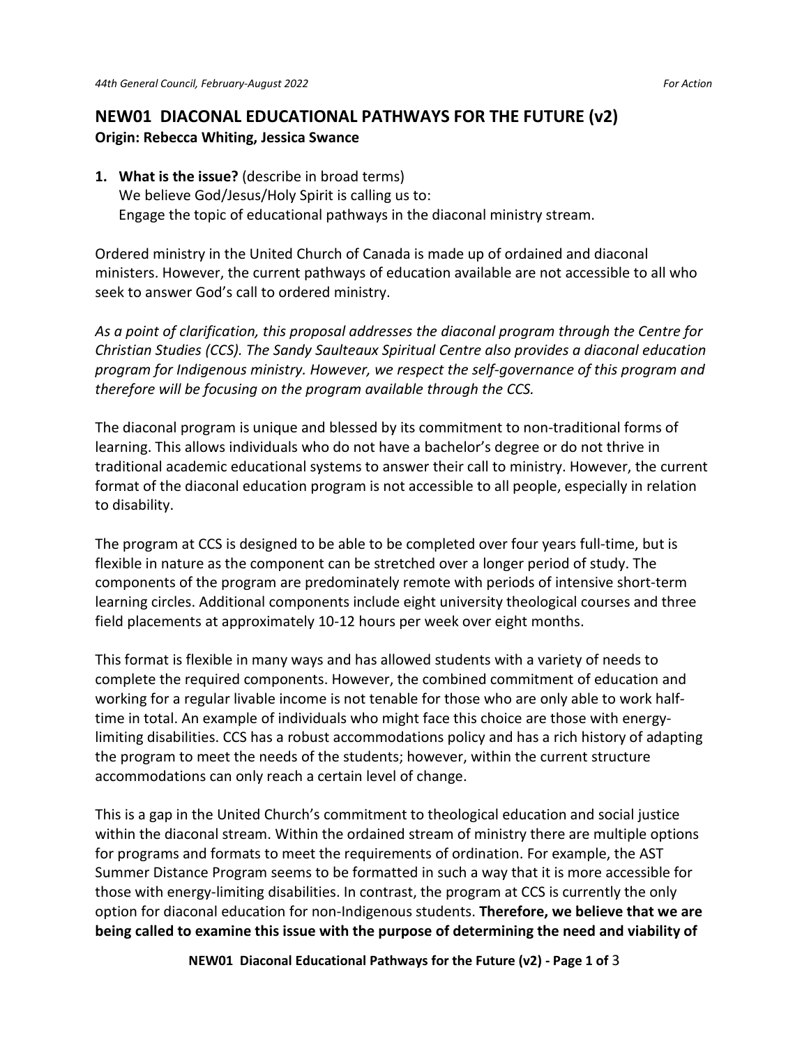## NEW01 DIACONAL EDUCATIONAL PATHWAYS FOR THE FUTURE (v2)

**Origin: Rebecca Whiting, Jessica Swance**

1. **What is the issue?** (describe in broad terms)
   We believe God/Jesus/Holy Spirit is calling us to:
   Engage the topic of educational pathways in the diaconal ministry stream.

Ordered ministry in the United Church of Canada is made up of ordained and diaconal ministers. However, the current pathways of education available are not accessible to all who seek to answer God's call to ordered ministry.

*As a point of clarification, this proposal addresses the diaconal program through the Centre for Christian Studies (CCS). The Sandy Saulteaux Spiritual Centre also provides a diaconal education program for Indigenous ministry. However, we respect the self-governance of this program and therefore will be focusing on the program available through the CCS.*

The diaconal program is unique and blessed by its commitment to non-traditional forms of learning. This allows individuals who do not have a bachelor's degree or do not thrive in traditional academic educational systems to answer their call to ministry. However, the current format of the diaconal education program is not accessible to all people, especially in relation to disability.

The program at CCS is designed to be able to be completed over four years full-time, but is flexible in nature as the component can be stretched over a longer period of study. The components of the program are predominately remote with periods of intensive short-term learning circles. Additional components include eight university theological courses and three field placements at approximately 10-12 hours per week over eight months.

This format is flexible in many ways and has allowed students with a variety of needs to complete the required components. However, the combined commitment of education and working for a regular livable income is not tenable for those who are only able to work half-time in total. An example of individuals who might face this choice are those with energy-limiting disabilities. CCS has a robust accommodations policy and has a rich history of adapting the program to meet the needs of the students; however, within the current structure accommodations can only reach a certain level of change.

This is a gap in the United Church's commitment to theological education and social justice within the diaconal stream. Within the ordained stream of ministry there are multiple options for programs and formats to meet the requirements of ordination. For example, the AST Summer Distance Program seems to be formatted in such a way that it is more accessible for those with energy-limiting disabilities. In contrast, the program at CCS is currently the only option for diaconal education for non-Indigenous students. **Therefore, we believe that we are being called to examine this issue with the purpose of determining the need and viability of**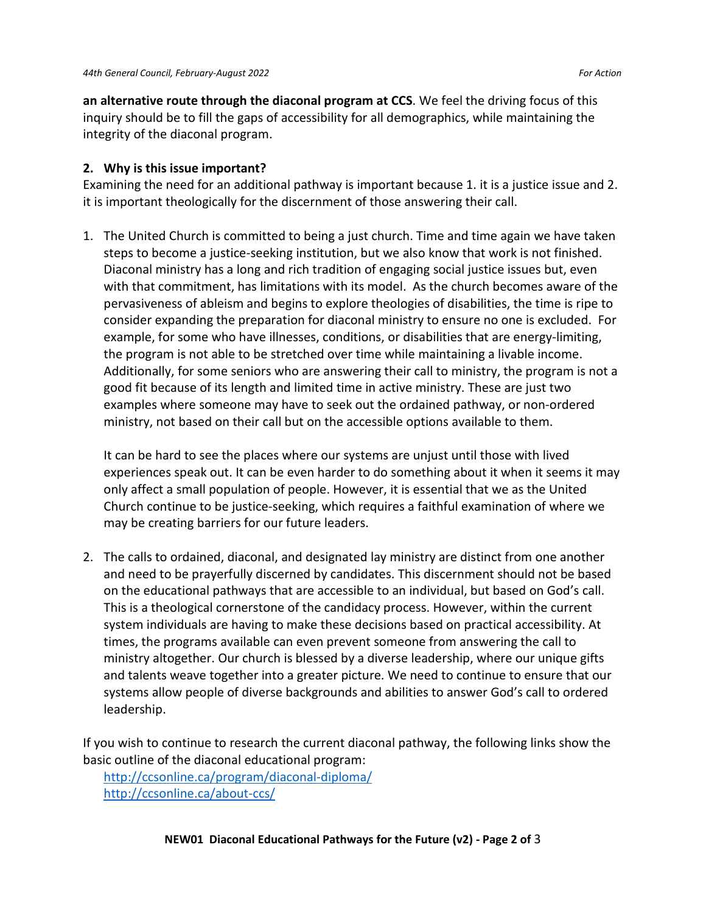**an alternative route through the diaconal program at CCS**. We feel the driving focus of this inquiry should be to fill the gaps of accessibility for all demographics, while maintaining the integrity of the diaconal program.

**2. Why is this issue important?**

Examining the need for an additional pathway is important because 1. it is a justice issue and 2. it is important theologically for the discernment of those answering their call.

1. The United Church is committed to being a just church. Time and time again we have taken steps to become a justice-seeking institution, but we also know that work is not finished. Diaconal ministry has a long and rich tradition of engaging social justice issues but, even with that commitment, has limitations with its model. As the church becomes aware of the pervasiveness of ableism and begins to explore theologies of disabilities, the time is ripe to consider expanding the preparation for diaconal ministry to ensure no one is excluded. For example, for some who have illnesses, conditions, or disabilities that are energy-limiting, the program is not able to be stretched over time while maintaining a livable income. Additionally, for some seniors who are answering their call to ministry, the program is not a good fit because of its length and limited time in active ministry. These are just two examples where someone may have to seek out the ordained pathway, or non-ordered ministry, not based on their call but on the accessible options available to them.

   It can be hard to see the places where our systems are unjust until those with lived experiences speak out. It can be even harder to do something about it when it seems it may only affect a small population of people. However, it is essential that we as the United Church continue to be justice-seeking, which requires a faithful examination of where we may be creating barriers for our future leaders.

2. The calls to ordained, diaconal, and designated lay ministry are distinct from one another and need to be prayerfully discerned by candidates. This discernment should not be based on the educational pathways that are accessible to an individual, but based on God's call. This is a theological cornerstone of the candidacy process. However, within the current system individuals are having to make these decisions based on practical accessibility. At times, the programs available can even prevent someone from answering the call to ministry altogether. Our church is blessed by a diverse leadership, where our unique gifts and talents weave together into a greater picture. We need to continue to ensure that our systems allow people of diverse backgrounds and abilities to answer God's call to ordered leadership.

If you wish to continue to research the current diaconal pathway, the following links show the basic outline of the diaconal educational program:

http://ccsonline.ca/program/diaconal-diploma/
http://ccsonline.ca/about-ccs/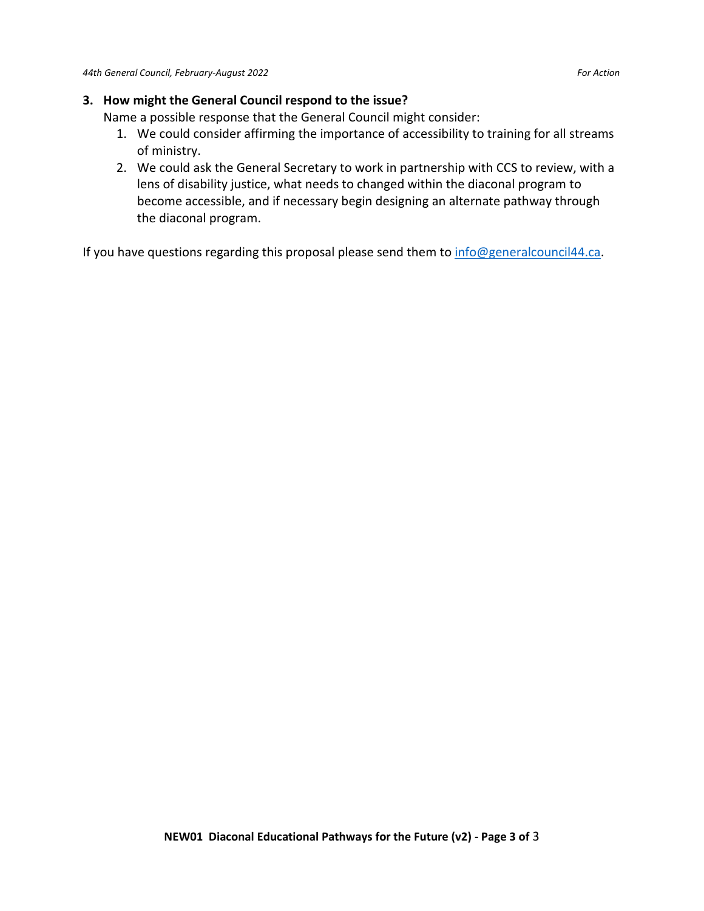**3. How might the General Council respond to the issue?**

Name a possible response that the General Council might consider:

1. We could consider affirming the importance of accessibility to training for all streams of ministry.
2. We could ask the General Secretary to work in partnership with CCS to review, with a lens of disability justice, what needs to changed within the diaconal program to become accessible, and if necessary begin designing an alternate pathway through the diaconal program.

If you have questions regarding this proposal please send them to info@generalcouncil44.ca.